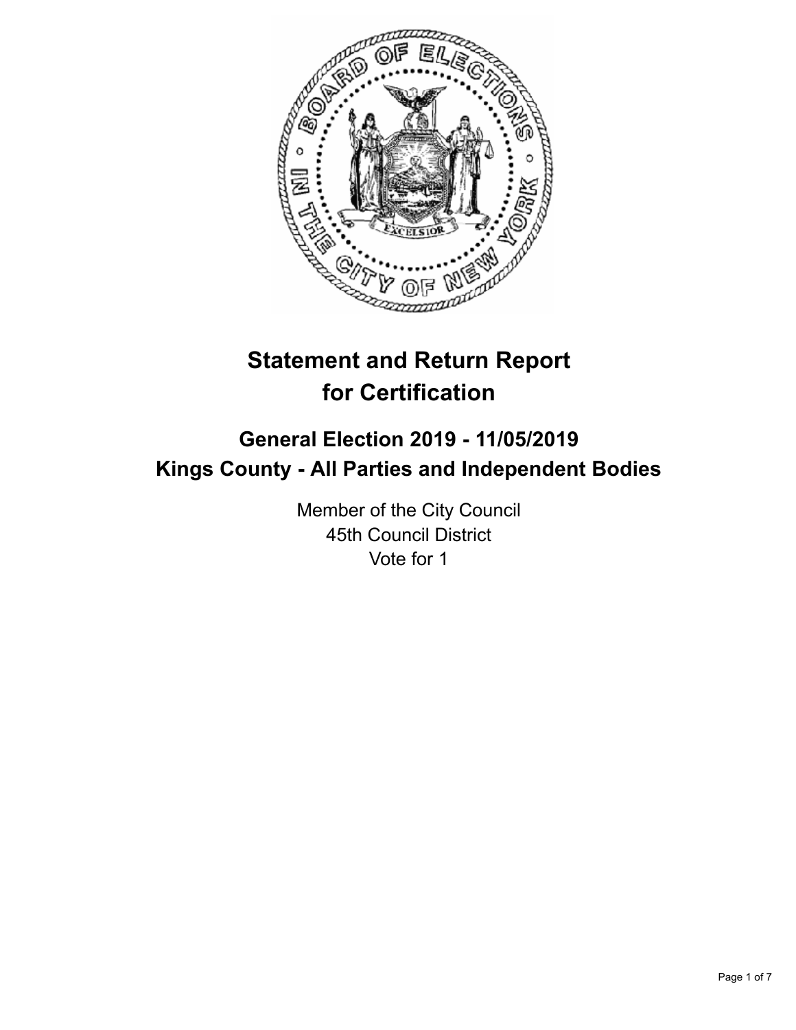# Statement and Return Report for Certification

## General Election 2019 - 11/05/2019
## Kings County - All Parties and Independent Bodies

Member of the City Council
45th Council District
Vote for 1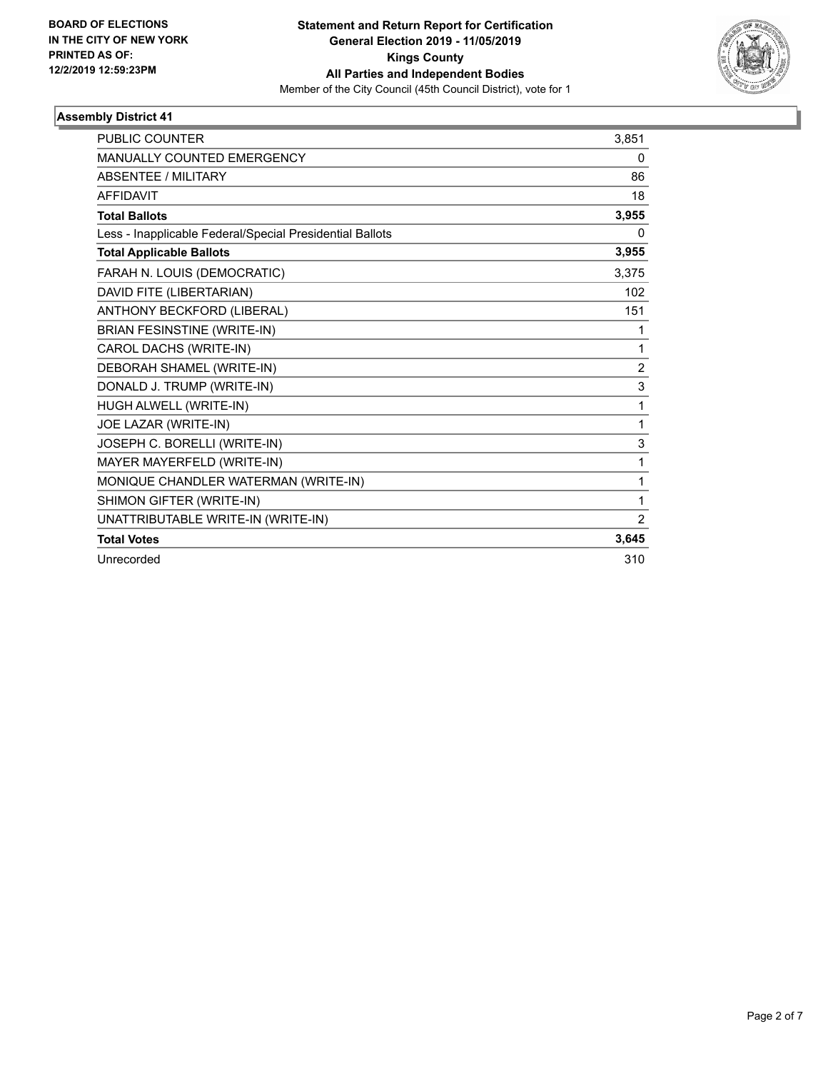**BOARD OF ELECTIONS IN THE CITY OF NEW YORK PRINTED AS OF: 12/2/2019 12:59:23PM**

**Statement and Return Report for Certification General Election 2019 - 11/05/2019 Kings County All Parties and Independent Bodies**

Member of the City Council (45th Council District), vote for 1

### Assembly District 41

| | |
|---|---|
| PUBLIC COUNTER | 3,851 |
| MANUALLY COUNTED EMERGENCY | 0 |
| ABSENTEE / MILITARY | 86 |
| AFFIDAVIT | 18 |
| **Total Ballots** | **3,955** |
| Less - Inapplicable Federal/Special Presidential Ballots | 0 |
| **Total Applicable Ballots** | **3,955** |
| FARAH N. LOUIS (DEMOCRATIC) | 3,375 |
| DAVID FITE (LIBERTARIAN) | 102 |
| ANTHONY BECKFORD (LIBERAL) | 151 |
| BRIAN FESINSTINE (WRITE-IN) | 1 |
| CAROL DACHS (WRITE-IN) | 1 |
| DEBORAH SHAMEL (WRITE-IN) | 2 |
| DONALD J. TRUMP (WRITE-IN) | 3 |
| HUGH ALWELL (WRITE-IN) | 1 |
| JOE LAZAR (WRITE-IN) | 1 |
| JOSEPH C. BORELLI (WRITE-IN) | 3 |
| MAYER MAYERFELD (WRITE-IN) | 1 |
| MONIQUE CHANDLER WATERMAN (WRITE-IN) | 1 |
| SHIMON GIFTER (WRITE-IN) | 1 |
| UNATTRIBUTABLE WRITE-IN (WRITE-IN) | 2 |
| **Total Votes** | **3,645** |
| Unrecorded | 310 |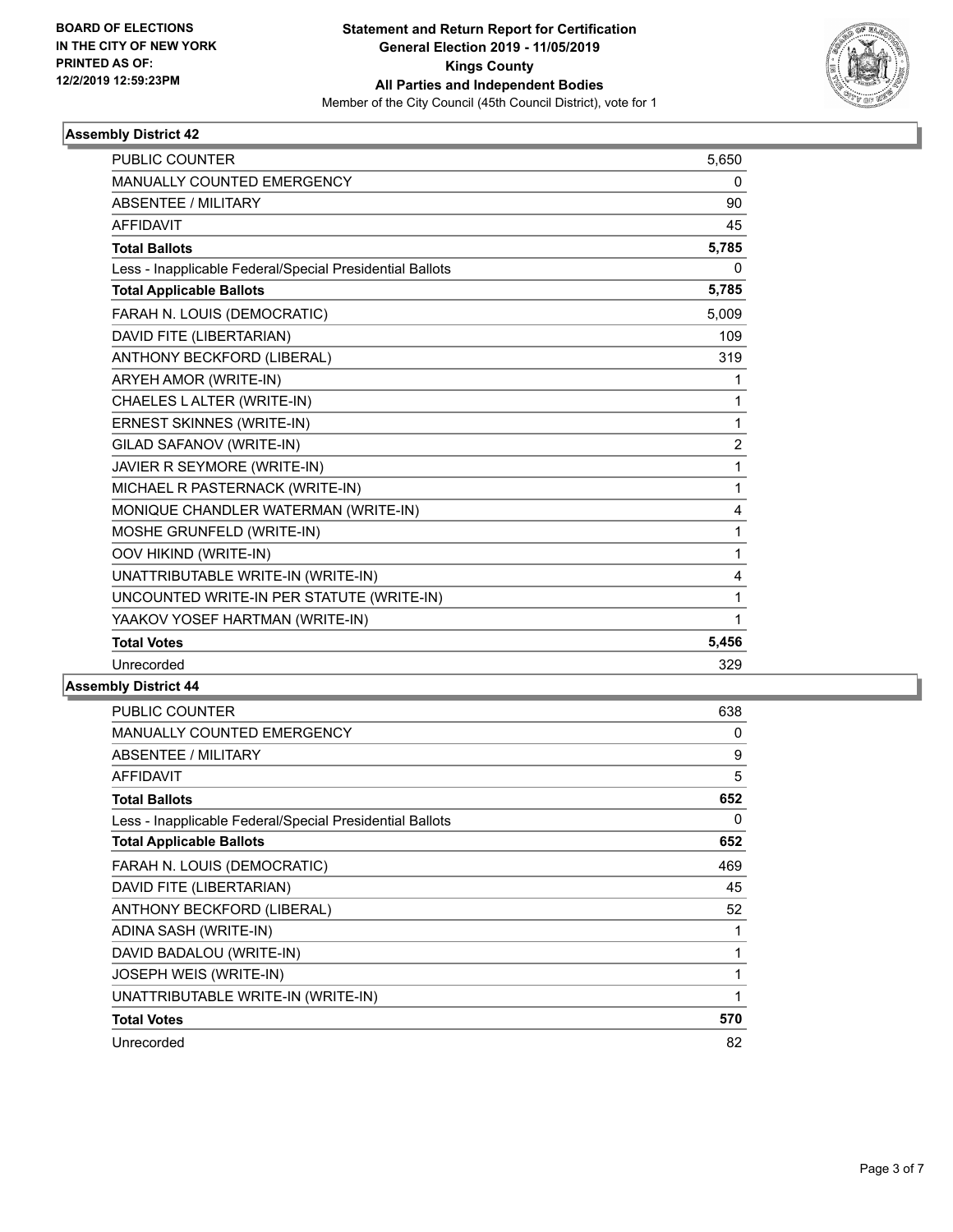BOARD OF ELECTIONS
IN THE CITY OF NEW YORK
PRINTED AS OF:
12/2/2019 12:59:23PM

**Statement and Return Report for Certification**
**General Election 2019 - 11/05/2019**
**Kings County**
**All Parties and Independent Bodies**
Member of the City Council (45th Council District), vote for 1

### Assembly District 42

| | |
|---|---|
| PUBLIC COUNTER | 5,650 |
| MANUALLY COUNTED EMERGENCY | 0 |
| ABSENTEE / MILITARY | 90 |
| AFFIDAVIT | 45 |
| **Total Ballots** | **5,785** |
| Less - Inapplicable Federal/Special Presidential Ballots | 0 |
| **Total Applicable Ballots** | **5,785** |
| FARAH N. LOUIS (DEMOCRATIC) | 5,009 |
| DAVID FITE (LIBERTARIAN) | 109 |
| ANTHONY BECKFORD (LIBERAL) | 319 |
| ARYEH AMOR (WRITE-IN) | 1 |
| CHAELES L ALTER (WRITE-IN) | 1 |
| ERNEST SKINNES (WRITE-IN) | 1 |
| GILAD SAFANOV (WRITE-IN) | 2 |
| JAVIER R SEYMORE (WRITE-IN) | 1 |
| MICHAEL R PASTERNACK (WRITE-IN) | 1 |
| MONIQUE CHANDLER WATERMAN (WRITE-IN) | 4 |
| MOSHE GRUNFELD (WRITE-IN) | 1 |
| OOV HIKIND (WRITE-IN) | 1 |
| UNATTRIBUTABLE WRITE-IN (WRITE-IN) | 4 |
| UNCOUNTED WRITE-IN PER STATUTE (WRITE-IN) | 1 |
| YAAKOV YOSEF HARTMAN (WRITE-IN) | 1 |
| **Total Votes** | **5,456** |
| Unrecorded | 329 |

### Assembly District 44

| | |
|---|---|
| PUBLIC COUNTER | 638 |
| MANUALLY COUNTED EMERGENCY | 0 |
| ABSENTEE / MILITARY | 9 |
| AFFIDAVIT | 5 |
| **Total Ballots** | **652** |
| Less - Inapplicable Federal/Special Presidential Ballots | 0 |
| **Total Applicable Ballots** | **652** |
| FARAH N. LOUIS (DEMOCRATIC) | 469 |
| DAVID FITE (LIBERTARIAN) | 45 |
| ANTHONY BECKFORD (LIBERAL) | 52 |
| ADINA SASH (WRITE-IN) | 1 |
| DAVID BADALOU (WRITE-IN) | 1 |
| JOSEPH WEIS (WRITE-IN) | 1 |
| UNATTRIBUTABLE WRITE-IN (WRITE-IN) | 1 |
| **Total Votes** | **570** |
| Unrecorded | 82 |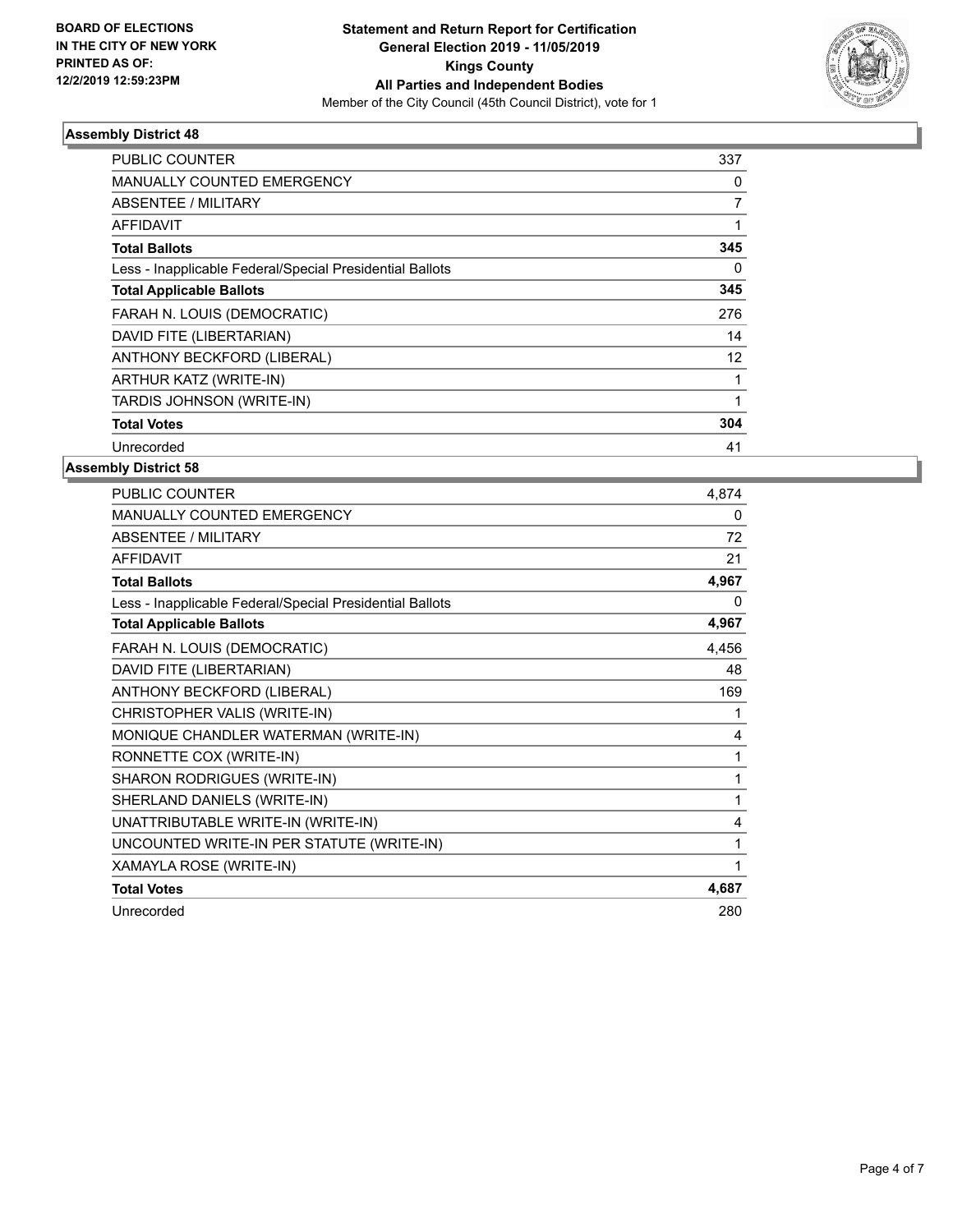BOARD OF ELECTIONS
IN THE CITY OF NEW YORK
PRINTED AS OF:
12/2/2019 12:59:23PM

**Statement and Return Report for Certification**
**General Election 2019 - 11/05/2019**
**Kings County**
**All Parties and Independent Bodies**
Member of the City Council (45th Council District), vote for 1

### Assembly District 48

| | |
|---|---|
| PUBLIC COUNTER | 337 |
| MANUALLY COUNTED EMERGENCY | 0 |
| ABSENTEE / MILITARY | 7 |
| AFFIDAVIT | 1 |
| **Total Ballots** | **345** |
| Less - Inapplicable Federal/Special Presidential Ballots | 0 |
| **Total Applicable Ballots** | **345** |
| FARAH N. LOUIS (DEMOCRATIC) | 276 |
| DAVID FITE (LIBERTARIAN) | 14 |
| ANTHONY BECKFORD (LIBERAL) | 12 |
| ARTHUR KATZ (WRITE-IN) | 1 |
| TARDIS JOHNSON (WRITE-IN) | 1 |
| **Total Votes** | **304** |
| Unrecorded | 41 |

### Assembly District 58

| | |
|---|---|
| PUBLIC COUNTER | 4,874 |
| MANUALLY COUNTED EMERGENCY | 0 |
| ABSENTEE / MILITARY | 72 |
| AFFIDAVIT | 21 |
| **Total Ballots** | **4,967** |
| Less - Inapplicable Federal/Special Presidential Ballots | 0 |
| **Total Applicable Ballots** | **4,967** |
| FARAH N. LOUIS (DEMOCRATIC) | 4,456 |
| DAVID FITE (LIBERTARIAN) | 48 |
| ANTHONY BECKFORD (LIBERAL) | 169 |
| CHRISTOPHER VALIS (WRITE-IN) | 1 |
| MONIQUE CHANDLER WATERMAN (WRITE-IN) | 4 |
| RONNETTE COX (WRITE-IN) | 1 |
| SHARON RODRIGUES (WRITE-IN) | 1 |
| SHERLAND DANIELS (WRITE-IN) | 1 |
| UNATTRIBUTABLE WRITE-IN (WRITE-IN) | 4 |
| UNCOUNTED WRITE-IN PER STATUTE (WRITE-IN) | 1 |
| XAMAYLA ROSE (WRITE-IN) | 1 |
| **Total Votes** | **4,687** |
| Unrecorded | 280 |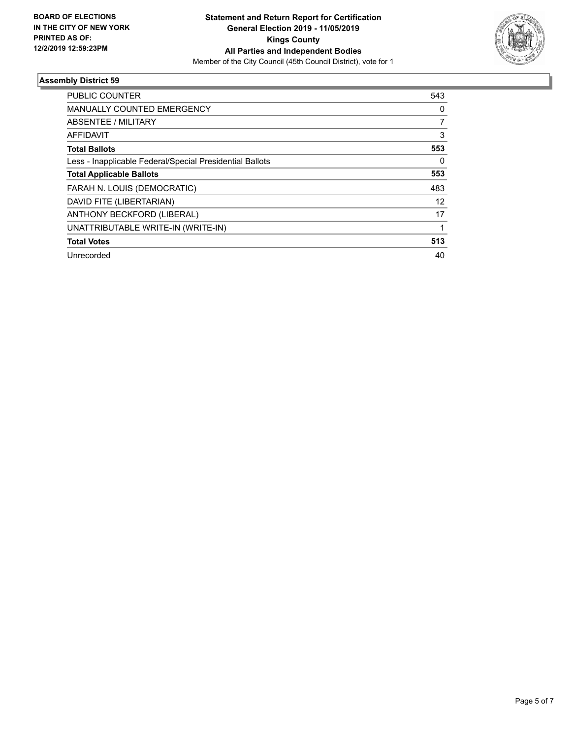**BOARD OF ELECTIONS IN THE CITY OF NEW YORK PRINTED AS OF: 12/2/2019 12:59:23PM**

**Statement and Return Report for Certification**
**General Election 2019 - 11/05/2019**
**Kings County**
**All Parties and Independent Bodies**
Member of the City Council (45th Council District), vote for 1

## Assembly District 59

| | |
|---|---|
| PUBLIC COUNTER | 543 |
| MANUALLY COUNTED EMERGENCY | 0 |
| ABSENTEE / MILITARY | 7 |
| AFFIDAVIT | 3 |
| **Total Ballots** | **553** |
| Less - Inapplicable Federal/Special Presidential Ballots | 0 |
| **Total Applicable Ballots** | **553** |
| FARAH N. LOUIS (DEMOCRATIC) | 483 |
| DAVID FITE (LIBERTARIAN) | 12 |
| ANTHONY BECKFORD (LIBERAL) | 17 |
| UNATTRIBUTABLE WRITE-IN (WRITE-IN) | 1 |
| **Total Votes** | **513** |
| Unrecorded | 40 |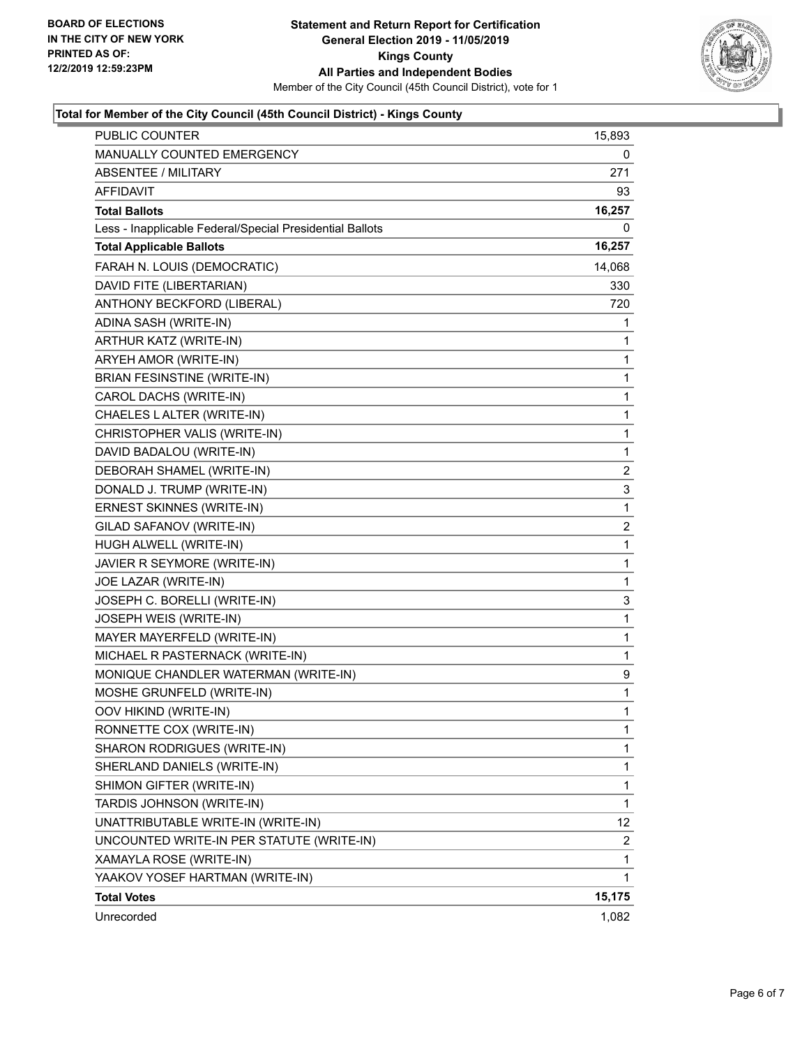BOARD OF ELECTIONS
IN THE CITY OF NEW YORK
PRINTED AS OF:
12/2/2019 12:59:23PM

**Statement and Return Report for Certification**
**General Election 2019 - 11/05/2019**
**Kings County**
**All Parties and Independent Bodies**
Member of the City Council (45th Council District), vote for 1

### Total for Member of the City Council (45th Council District) - Kings County

| | |
|---|---|
| PUBLIC COUNTER | 15,893 |
| MANUALLY COUNTED EMERGENCY | 0 |
| ABSENTEE / MILITARY | 271 |
| AFFIDAVIT | 93 |
| **Total Ballots** | **16,257** |
| Less - Inapplicable Federal/Special Presidential Ballots | 0 |
| **Total Applicable Ballots** | **16,257** |
| FARAH N. LOUIS (DEMOCRATIC) | 14,068 |
| DAVID FITE (LIBERTARIAN) | 330 |
| ANTHONY BECKFORD (LIBERAL) | 720 |
| ADINA SASH (WRITE-IN) | 1 |
| ARTHUR KATZ (WRITE-IN) | 1 |
| ARYEH AMOR (WRITE-IN) | 1 |
| BRIAN FESINSTINE (WRITE-IN) | 1 |
| CAROL DACHS (WRITE-IN) | 1 |
| CHAELES L ALTER (WRITE-IN) | 1 |
| CHRISTOPHER VALIS (WRITE-IN) | 1 |
| DAVID BADALOU (WRITE-IN) | 1 |
| DEBORAH SHAMEL (WRITE-IN) | 2 |
| DONALD J. TRUMP (WRITE-IN) | 3 |
| ERNEST SKINNES (WRITE-IN) | 1 |
| GILAD SAFANOV (WRITE-IN) | 2 |
| HUGH ALWELL (WRITE-IN) | 1 |
| JAVIER R SEYMORE (WRITE-IN) | 1 |
| JOE LAZAR (WRITE-IN) | 1 |
| JOSEPH C. BORELLI (WRITE-IN) | 3 |
| JOSEPH WEIS (WRITE-IN) | 1 |
| MAYER MAYERFELD (WRITE-IN) | 1 |
| MICHAEL R PASTERNACK (WRITE-IN) | 1 |
| MONIQUE CHANDLER WATERMAN (WRITE-IN) | 9 |
| MOSHE GRUNFELD (WRITE-IN) | 1 |
| OOV HIKIND (WRITE-IN) | 1 |
| RONNETTE COX (WRITE-IN) | 1 |
| SHARON RODRIGUES (WRITE-IN) | 1 |
| SHERLAND DANIELS (WRITE-IN) | 1 |
| SHIMON GIFTER (WRITE-IN) | 1 |
| TARDIS JOHNSON (WRITE-IN) | 1 |
| UNATTRIBUTABLE WRITE-IN (WRITE-IN) | 12 |
| UNCOUNTED WRITE-IN PER STATUTE (WRITE-IN) | 2 |
| XAMAYLA ROSE (WRITE-IN) | 1 |
| YAAKOV YOSEF HARTMAN (WRITE-IN) | 1 |
| **Total Votes** | **15,175** |
| Unrecorded | 1,082 |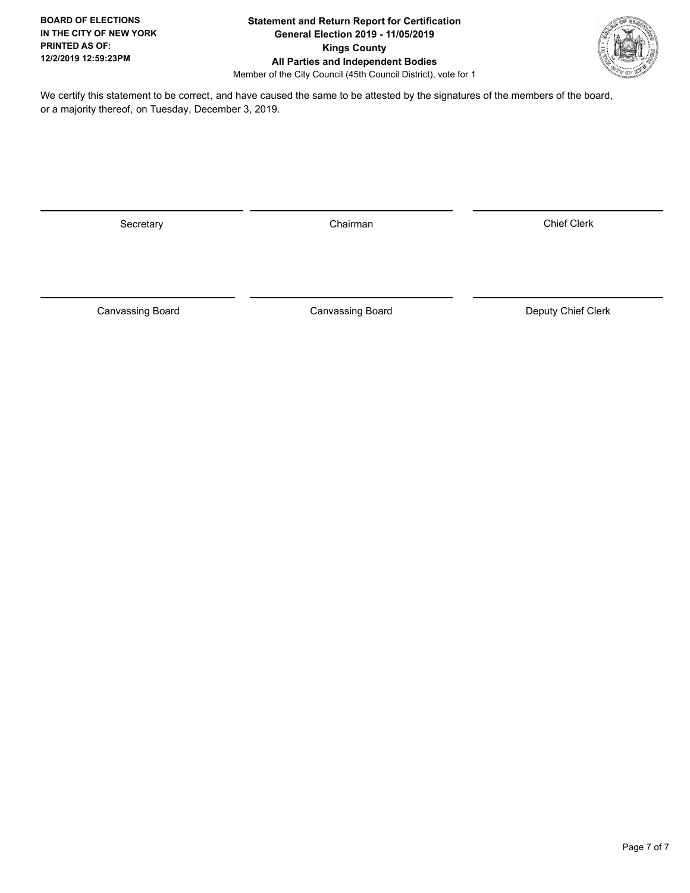We certify this statement to be correct, and have caused the same to be attested by the signatures of the members of the board, or a majority thereof, on Tuesday, December 3, 2019.

| | | |
|---|---|---|
| Secretary | Chairman | Chief Clerk |
| Canvassing Board | Canvassing Board | Deputy Chief Clerk |